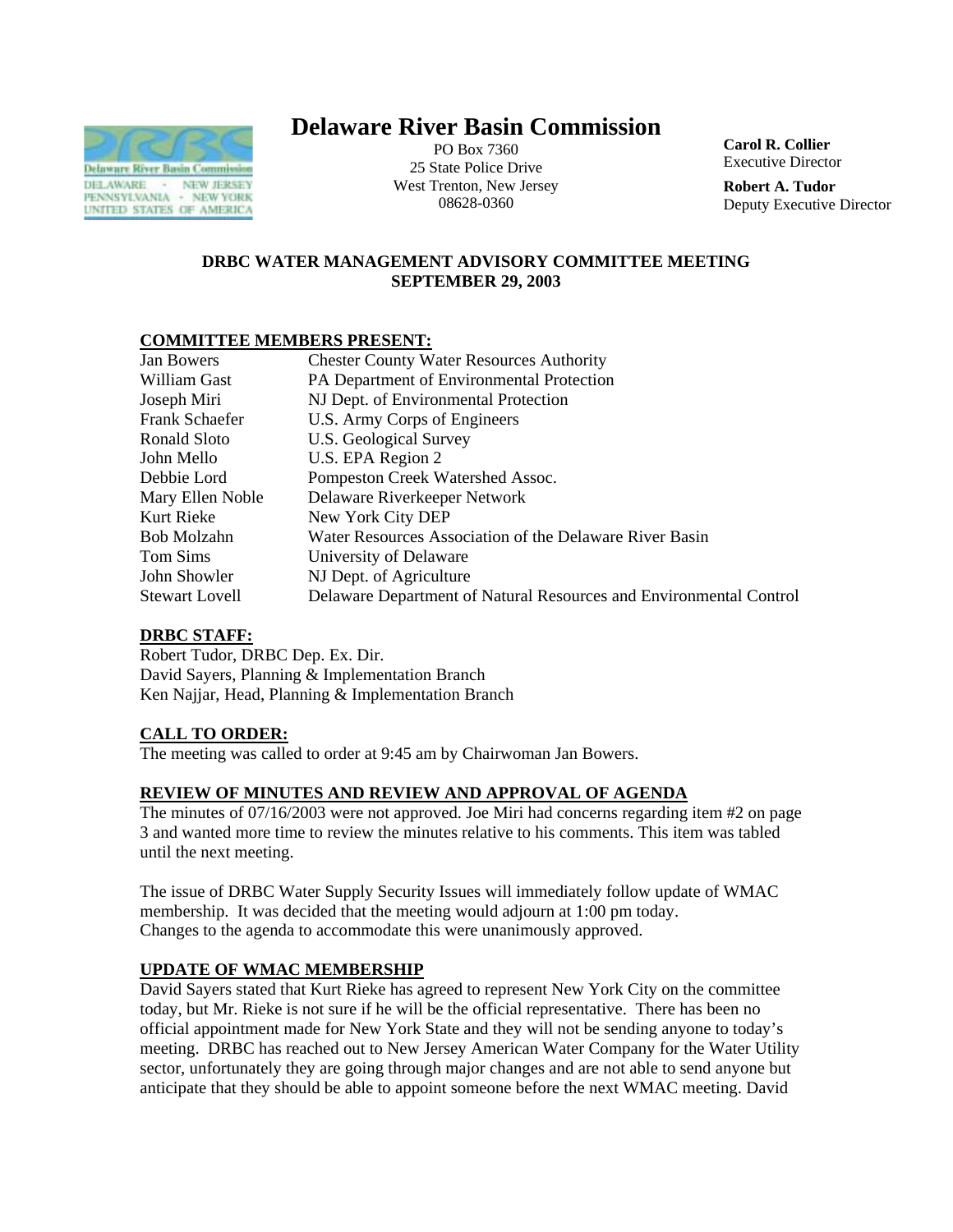# Delaware River Basin Commission

PO Box 7360
25 State Police Drive
West Trenton, New Jersey
08628-0360

**Carol R. Collier**
Executive Director

**Robert A. Tudor**
Deputy Executive Director

## DRBC WATER MANAGEMENT ADVISORY COMMITTEE MEETING
## SEPTEMBER 29, 2003

### COMMITTEE MEMBERS PRESENT:

| | |
|---|---|
| Jan Bowers | Chester County Water Resources Authority |
| William Gast | PA Department of Environmental Protection |
| Joseph Miri | NJ Dept. of Environmental Protection |
| Frank Schaefer | U.S. Army Corps of Engineers |
| Ronald Sloto | U.S. Geological Survey |
| John Mello | U.S. EPA Region 2 |
| Debbie Lord | Pompeston Creek Watershed Assoc. |
| Mary Ellen Noble | Delaware Riverkeeper Network |
| Kurt Rieke | New York City DEP |
| Bob Molzahn | Water Resources Association of the Delaware River Basin |
| Tom Sims | University of Delaware |
| John Showler | NJ Dept. of Agriculture |
| Stewart Lovell | Delaware Department of Natural Resources and Environmental Control |

### DRBC STAFF:

Robert Tudor, DRBC Dep. Ex. Dir.
David Sayers, Planning & Implementation Branch
Ken Najjar, Head, Planning & Implementation Branch

### CALL TO ORDER:

The meeting was called to order at 9:45 am by Chairwoman Jan Bowers.

### REVIEW OF MINUTES AND REVIEW AND APPROVAL OF AGENDA

The minutes of 07/16/2003 were not approved. Joe Miri had concerns regarding item #2 on page 3 and wanted more time to review the minutes relative to his comments. This item was tabled until the next meeting.

The issue of DRBC Water Supply Security Issues will immediately follow update of WMAC membership. It was decided that the meeting would adjourn at 1:00 pm today. Changes to the agenda to accommodate this were unanimously approved.

### UPDATE OF WMAC MEMBERSHIP

David Sayers stated that Kurt Rieke has agreed to represent New York City on the committee today, but Mr. Rieke is not sure if he will be the official representative. There has been no official appointment made for New York State and they will not be sending anyone to today's meeting. DRBC has reached out to New Jersey American Water Company for the Water Utility sector, unfortunately they are going through major changes and are not able to send anyone but anticipate that they should be able to appoint someone before the next WMAC meeting. David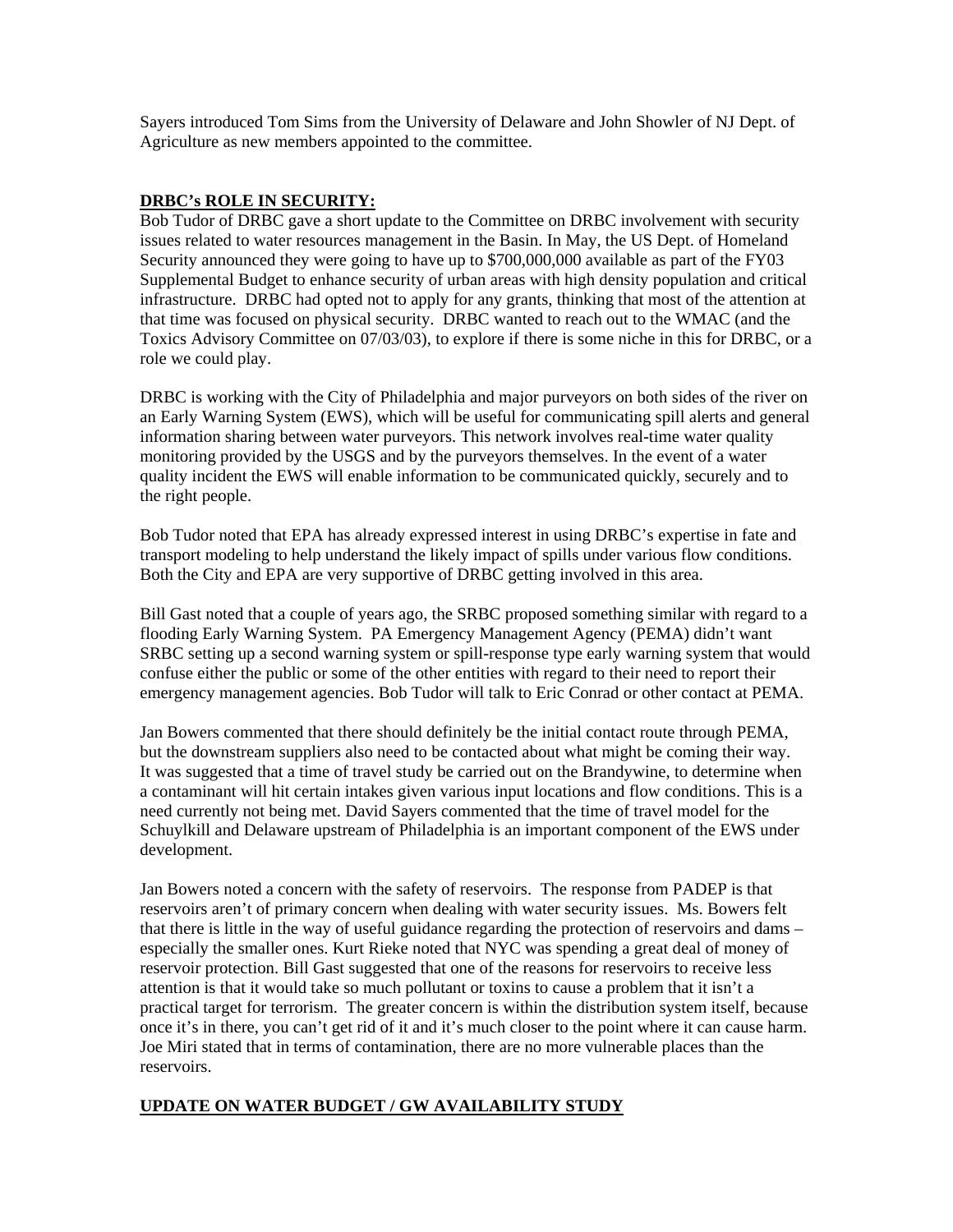Sayers introduced Tom Sims from the University of Delaware and John Showler of NJ Dept. of Agriculture as new members appointed to the committee.

## DRBC's ROLE IN SECURITY:

Bob Tudor of DRBC gave a short update to the Committee on DRBC involvement with security issues related to water resources management in the Basin. In May, the US Dept. of Homeland Security announced they were going to have up to $700,000,000 available as part of the FY03 Supplemental Budget to enhance security of urban areas with high density population and critical infrastructure. DRBC had opted not to apply for any grants, thinking that most of the attention at that time was focused on physical security. DRBC wanted to reach out to the WMAC (and the Toxics Advisory Committee on 07/03/03), to explore if there is some niche in this for DRBC, or a role we could play.

DRBC is working with the City of Philadelphia and major purveyors on both sides of the river on an Early Warning System (EWS), which will be useful for communicating spill alerts and general information sharing between water purveyors. This network involves real-time water quality monitoring provided by the USGS and by the purveyors themselves. In the event of a water quality incident the EWS will enable information to be communicated quickly, securely and to the right people.

Bob Tudor noted that EPA has already expressed interest in using DRBC's expertise in fate and transport modeling to help understand the likely impact of spills under various flow conditions. Both the City and EPA are very supportive of DRBC getting involved in this area.

Bill Gast noted that a couple of years ago, the SRBC proposed something similar with regard to a flooding Early Warning System. PA Emergency Management Agency (PEMA) didn't want SRBC setting up a second warning system or spill-response type early warning system that would confuse either the public or some of the other entities with regard to their need to report their emergency management agencies. Bob Tudor will talk to Eric Conrad or other contact at PEMA.

Jan Bowers commented that there should definitely be the initial contact route through PEMA, but the downstream suppliers also need to be contacted about what might be coming their way. It was suggested that a time of travel study be carried out on the Brandywine, to determine when a contaminant will hit certain intakes given various input locations and flow conditions. This is a need currently not being met. David Sayers commented that the time of travel model for the Schuylkill and Delaware upstream of Philadelphia is an important component of the EWS under development.

Jan Bowers noted a concern with the safety of reservoirs. The response from PADEP is that reservoirs aren't of primary concern when dealing with water security issues. Ms. Bowers felt that there is little in the way of useful guidance regarding the protection of reservoirs and dams – especially the smaller ones. Kurt Rieke noted that NYC was spending a great deal of money of reservoir protection. Bill Gast suggested that one of the reasons for reservoirs to receive less attention is that it would take so much pollutant or toxins to cause a problem that it isn't a practical target for terrorism. The greater concern is within the distribution system itself, because once it's in there, you can't get rid of it and it's much closer to the point where it can cause harm. Joe Miri stated that in terms of contamination, there are no more vulnerable places than the reservoirs.

## UPDATE ON WATER BUDGET / GW AVAILABILITY STUDY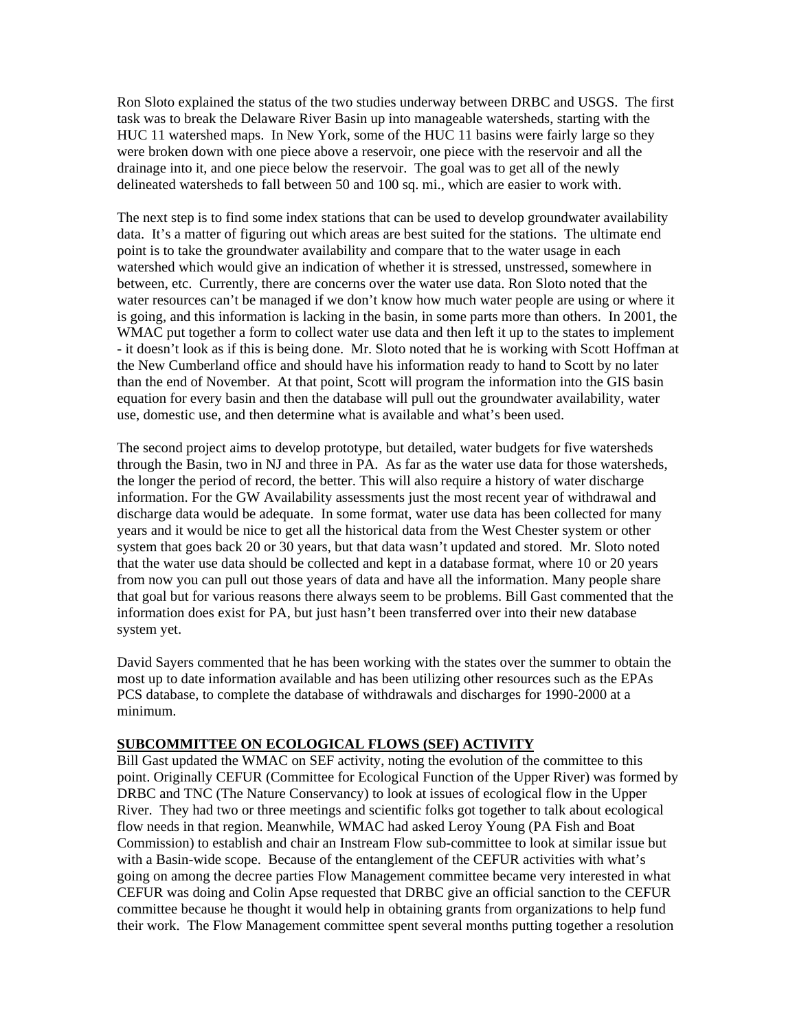Ron Sloto explained the status of the two studies underway between DRBC and USGS. The first task was to break the Delaware River Basin up into manageable watersheds, starting with the HUC 11 watershed maps. In New York, some of the HUC 11 basins were fairly large so they were broken down with one piece above a reservoir, one piece with the reservoir and all the drainage into it, and one piece below the reservoir. The goal was to get all of the newly delineated watersheds to fall between 50 and 100 sq. mi., which are easier to work with.

The next step is to find some index stations that can be used to develop groundwater availability data. It's a matter of figuring out which areas are best suited for the stations. The ultimate end point is to take the groundwater availability and compare that to the water usage in each watershed which would give an indication of whether it is stressed, unstressed, somewhere in between, etc. Currently, there are concerns over the water use data. Ron Sloto noted that the water resources can't be managed if we don't know how much water people are using or where it is going, and this information is lacking in the basin, in some parts more than others. In 2001, the WMAC put together a form to collect water use data and then left it up to the states to implement - it doesn't look as if this is being done. Mr. Sloto noted that he is working with Scott Hoffman at the New Cumberland office and should have his information ready to hand to Scott by no later than the end of November. At that point, Scott will program the information into the GIS basin equation for every basin and then the database will pull out the groundwater availability, water use, domestic use, and then determine what is available and what's been used.

The second project aims to develop prototype, but detailed, water budgets for five watersheds through the Basin, two in NJ and three in PA. As far as the water use data for those watersheds, the longer the period of record, the better. This will also require a history of water discharge information. For the GW Availability assessments just the most recent year of withdrawal and discharge data would be adequate. In some format, water use data has been collected for many years and it would be nice to get all the historical data from the West Chester system or other system that goes back 20 or 30 years, but that data wasn't updated and stored. Mr. Sloto noted that the water use data should be collected and kept in a database format, where 10 or 20 years from now you can pull out those years of data and have all the information. Many people share that goal but for various reasons there always seem to be problems. Bill Gast commented that the information does exist for PA, but just hasn't been transferred over into their new database system yet.

David Sayers commented that he has been working with the states over the summer to obtain the most up to date information available and has been utilizing other resources such as the EPAs PCS database, to complete the database of withdrawals and discharges for 1990-2000 at a minimum.

**SUBCOMMITTEE ON ECOLOGICAL FLOWS (SEF) ACTIVITY**

Bill Gast updated the WMAC on SEF activity, noting the evolution of the committee to this point. Originally CEFUR (Committee for Ecological Function of the Upper River) was formed by DRBC and TNC (The Nature Conservancy) to look at issues of ecological flow in the Upper River. They had two or three meetings and scientific folks got together to talk about ecological flow needs in that region. Meanwhile, WMAC had asked Leroy Young (PA Fish and Boat Commission) to establish and chair an Instream Flow sub-committee to look at similar issue but with a Basin-wide scope. Because of the entanglement of the CEFUR activities with what's going on among the decree parties Flow Management committee became very interested in what CEFUR was doing and Colin Apse requested that DRBC give an official sanction to the CEFUR committee because he thought it would help in obtaining grants from organizations to help fund their work. The Flow Management committee spent several months putting together a resolution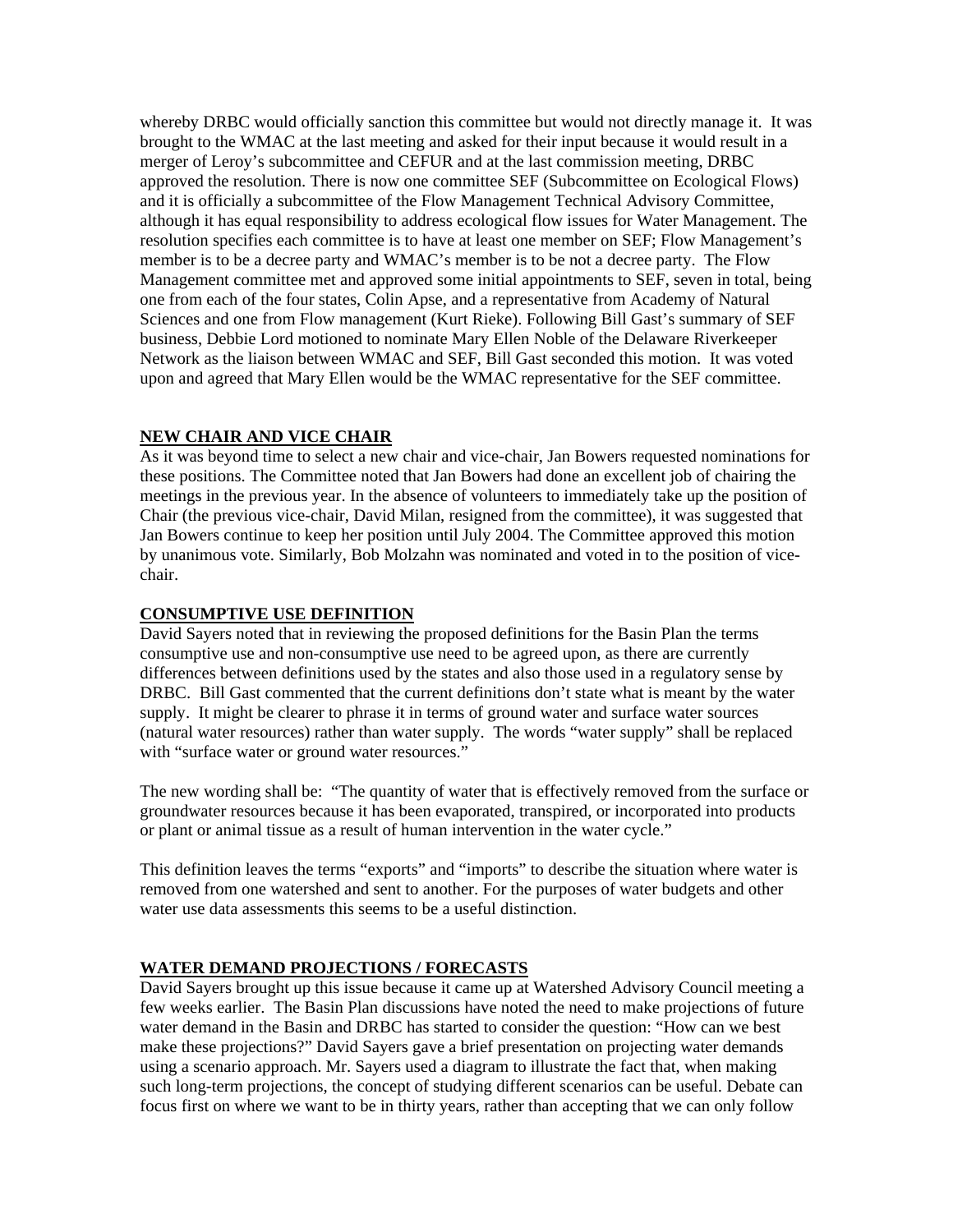whereby DRBC would officially sanction this committee but would not directly manage it. It was brought to the WMAC at the last meeting and asked for their input because it would result in a merger of Leroy's subcommittee and CEFUR and at the last commission meeting, DRBC approved the resolution. There is now one committee SEF (Subcommittee on Ecological Flows) and it is officially a subcommittee of the Flow Management Technical Advisory Committee, although it has equal responsibility to address ecological flow issues for Water Management. The resolution specifies each committee is to have at least one member on SEF; Flow Management's member is to be a decree party and WMAC's member is to be not a decree party. The Flow Management committee met and approved some initial appointments to SEF, seven in total, being one from each of the four states, Colin Apse, and a representative from Academy of Natural Sciences and one from Flow management (Kurt Rieke). Following Bill Gast's summary of SEF business, Debbie Lord motioned to nominate Mary Ellen Noble of the Delaware Riverkeeper Network as the liaison between WMAC and SEF, Bill Gast seconded this motion. It was voted upon and agreed that Mary Ellen would be the WMAC representative for the SEF committee.

## NEW CHAIR AND VICE CHAIR

As it was beyond time to select a new chair and vice-chair, Jan Bowers requested nominations for these positions. The Committee noted that Jan Bowers had done an excellent job of chairing the meetings in the previous year. In the absence of volunteers to immediately take up the position of Chair (the previous vice-chair, David Milan, resigned from the committee), it was suggested that Jan Bowers continue to keep her position until July 2004. The Committee approved this motion by unanimous vote. Similarly, Bob Molzahn was nominated and voted in to the position of vice-chair.

## CONSUMPTIVE USE DEFINITION

David Sayers noted that in reviewing the proposed definitions for the Basin Plan the terms consumptive use and non-consumptive use need to be agreed upon, as there are currently differences between definitions used by the states and also those used in a regulatory sense by DRBC. Bill Gast commented that the current definitions don't state what is meant by the water supply. It might be clearer to phrase it in terms of ground water and surface water sources (natural water resources) rather than water supply. The words "water supply" shall be replaced with "surface water or ground water resources."

The new wording shall be: "The quantity of water that is effectively removed from the surface or groundwater resources because it has been evaporated, transpired, or incorporated into products or plant or animal tissue as a result of human intervention in the water cycle."

This definition leaves the terms "exports" and "imports" to describe the situation where water is removed from one watershed and sent to another. For the purposes of water budgets and other water use data assessments this seems to be a useful distinction.

## WATER DEMAND PROJECTIONS / FORECASTS

David Sayers brought up this issue because it came up at Watershed Advisory Council meeting a few weeks earlier. The Basin Plan discussions have noted the need to make projections of future water demand in the Basin and DRBC has started to consider the question: "How can we best make these projections?" David Sayers gave a brief presentation on projecting water demands using a scenario approach. Mr. Sayers used a diagram to illustrate the fact that, when making such long-term projections, the concept of studying different scenarios can be useful. Debate can focus first on where we want to be in thirty years, rather than accepting that we can only follow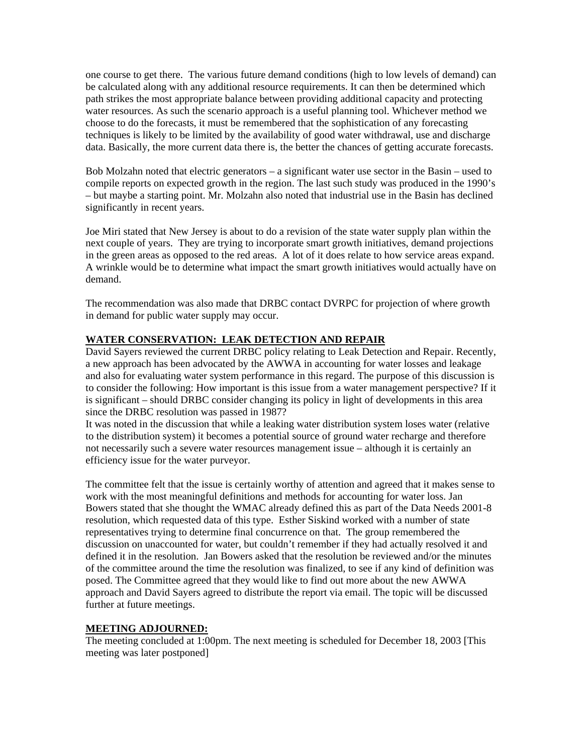one course to get there. The various future demand conditions (high to low levels of demand) can be calculated along with any additional resource requirements. It can then be determined which path strikes the most appropriate balance between providing additional capacity and protecting water resources. As such the scenario approach is a useful planning tool. Whichever method we choose to do the forecasts, it must be remembered that the sophistication of any forecasting techniques is likely to be limited by the availability of good water withdrawal, use and discharge data. Basically, the more current data there is, the better the chances of getting accurate forecasts.

Bob Molzahn noted that electric generators – a significant water use sector in the Basin – used to compile reports on expected growth in the region. The last such study was produced in the 1990's – but maybe a starting point. Mr. Molzahn also noted that industrial use in the Basin has declined significantly in recent years.

Joe Miri stated that New Jersey is about to do a revision of the state water supply plan within the next couple of years. They are trying to incorporate smart growth initiatives, demand projections in the green areas as opposed to the red areas. A lot of it does relate to how service areas expand. A wrinkle would be to determine what impact the smart growth initiatives would actually have on demand.

The recommendation was also made that DRBC contact DVRPC for projection of where growth in demand for public water supply may occur.

**WATER CONSERVATION: LEAK DETECTION AND REPAIR**

David Sayers reviewed the current DRBC policy relating to Leak Detection and Repair. Recently, a new approach has been advocated by the AWWA in accounting for water losses and leakage and also for evaluating water system performance in this regard. The purpose of this discussion is to consider the following: How important is this issue from a water management perspective? If it is significant – should DRBC consider changing its policy in light of developments in this area since the DRBC resolution was passed in 1987?

It was noted in the discussion that while a leaking water distribution system loses water (relative to the distribution system) it becomes a potential source of ground water recharge and therefore not necessarily such a severe water resources management issue – although it is certainly an efficiency issue for the water purveyor.

The committee felt that the issue is certainly worthy of attention and agreed that it makes sense to work with the most meaningful definitions and methods for accounting for water loss. Jan Bowers stated that she thought the WMAC already defined this as part of the Data Needs 2001-8 resolution, which requested data of this type. Esther Siskind worked with a number of state representatives trying to determine final concurrence on that. The group remembered the discussion on unaccounted for water, but couldn't remember if they had actually resolved it and defined it in the resolution. Jan Bowers asked that the resolution be reviewed and/or the minutes of the committee around the time the resolution was finalized, to see if any kind of definition was posed. The Committee agreed that they would like to find out more about the new AWWA approach and David Sayers agreed to distribute the report via email. The topic will be discussed further at future meetings.

**MEETING ADJOURNED:**

The meeting concluded at 1:00pm. The next meeting is scheduled for December 18, 2003 [This meeting was later postponed]